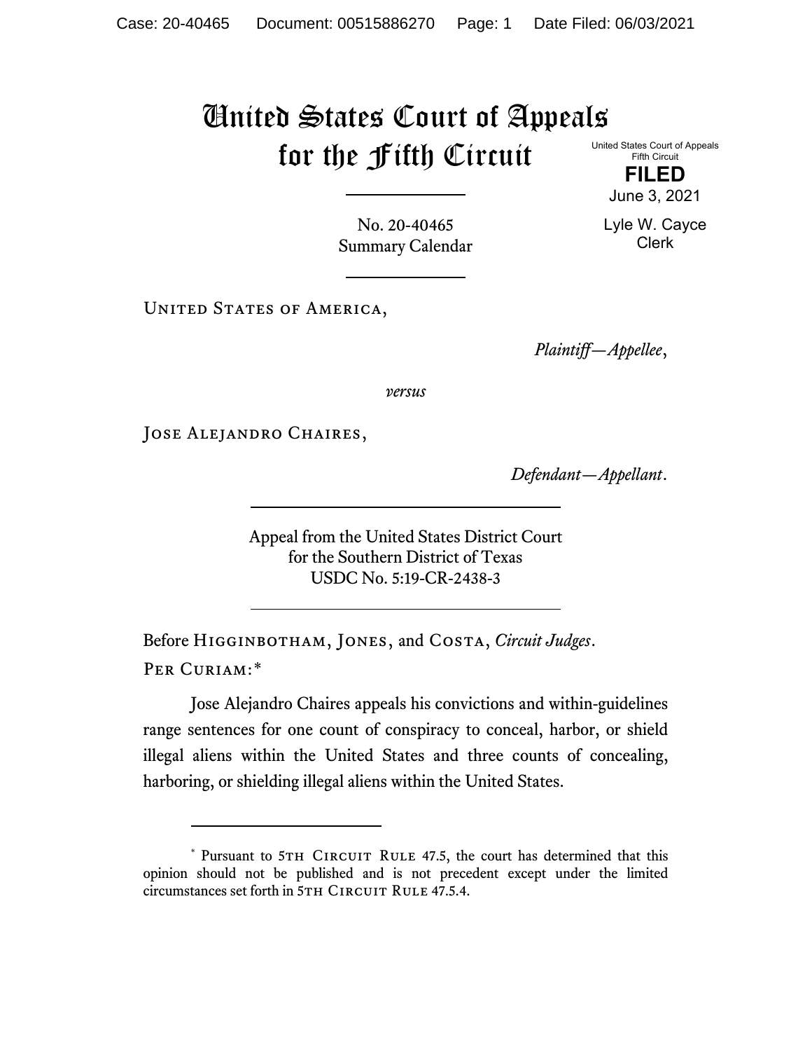# United States Court of Appeals for the Fifth Circuit

United States Court of Appeals
Fifth Circuit

**FILED**

June 3, 2021

Lyle W. Cayce
Clerk

No. 20-40465
Summary Calendar

---

United States of America,

*Plaintiff—Appellee*,

*versus*

Jose Alejandro Chaires,

*Defendant—Appellant*.

---

Appeal from the United States District Court
for the Southern District of Texas
USDC No. 5:19-CR-2438-3

---

Before Higginbotham, Jones, and Costa, *Circuit Judges*.

Per Curiam:*

Jose Alejandro Chaires appeals his convictions and within-guidelines range sentences for one count of conspiracy to conceal, harbor, or shield illegal aliens within the United States and three counts of concealing, harboring, or shielding illegal aliens within the United States.

---

\* Pursuant to 5th Circuit Rule 47.5, the court has determined that this opinion should not be published and is not precedent except under the limited circumstances set forth in 5th Circuit Rule 47.5.4.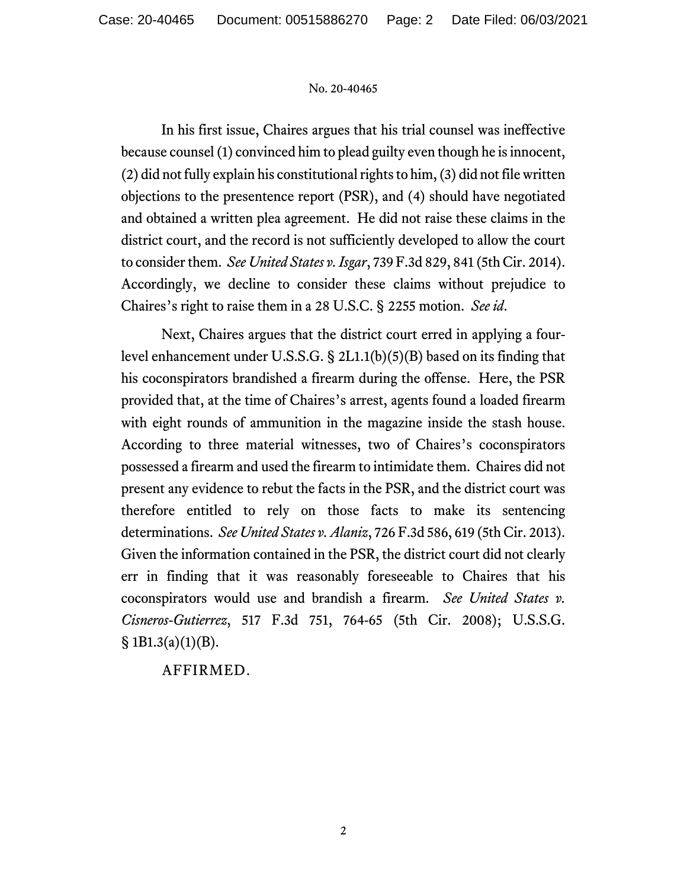In his first issue, Chaires argues that his trial counsel was ineffective because counsel (1) convinced him to plead guilty even though he is innocent, (2) did not fully explain his constitutional rights to him, (3) did not file written objections to the presentence report (PSR), and (4) should have negotiated and obtained a written plea agreement. He did not raise these claims in the district court, and the record is not sufficiently developed to allow the court to consider them. *See United States v. Isgar*, 739 F.3d 829, 841 (5th Cir. 2014). Accordingly, we decline to consider these claims without prejudice to Chaires's right to raise them in a 28 U.S.C. § 2255 motion. *See id*.

Next, Chaires argues that the district court erred in applying a four-level enhancement under U.S.S.G. § 2L1.1(b)(5)(B) based on its finding that his coconspirators brandished a firearm during the offense. Here, the PSR provided that, at the time of Chaires's arrest, agents found a loaded firearm with eight rounds of ammunition in the magazine inside the stash house. According to three material witnesses, two of Chaires's coconspirators possessed a firearm and used the firearm to intimidate them. Chaires did not present any evidence to rebut the facts in the PSR, and the district court was therefore entitled to rely on those facts to make its sentencing determinations. *See United States v. Alaniz*, 726 F.3d 586, 619 (5th Cir. 2013). Given the information contained in the PSR, the district court did not clearly err in finding that it was reasonably foreseeable to Chaires that his coconspirators would use and brandish a firearm. *See United States v. Cisneros-Gutierrez*, 517 F.3d 751, 764-65 (5th Cir. 2008); U.S.S.G. § 1B1.3(a)(1)(B).

AFFIRMED.